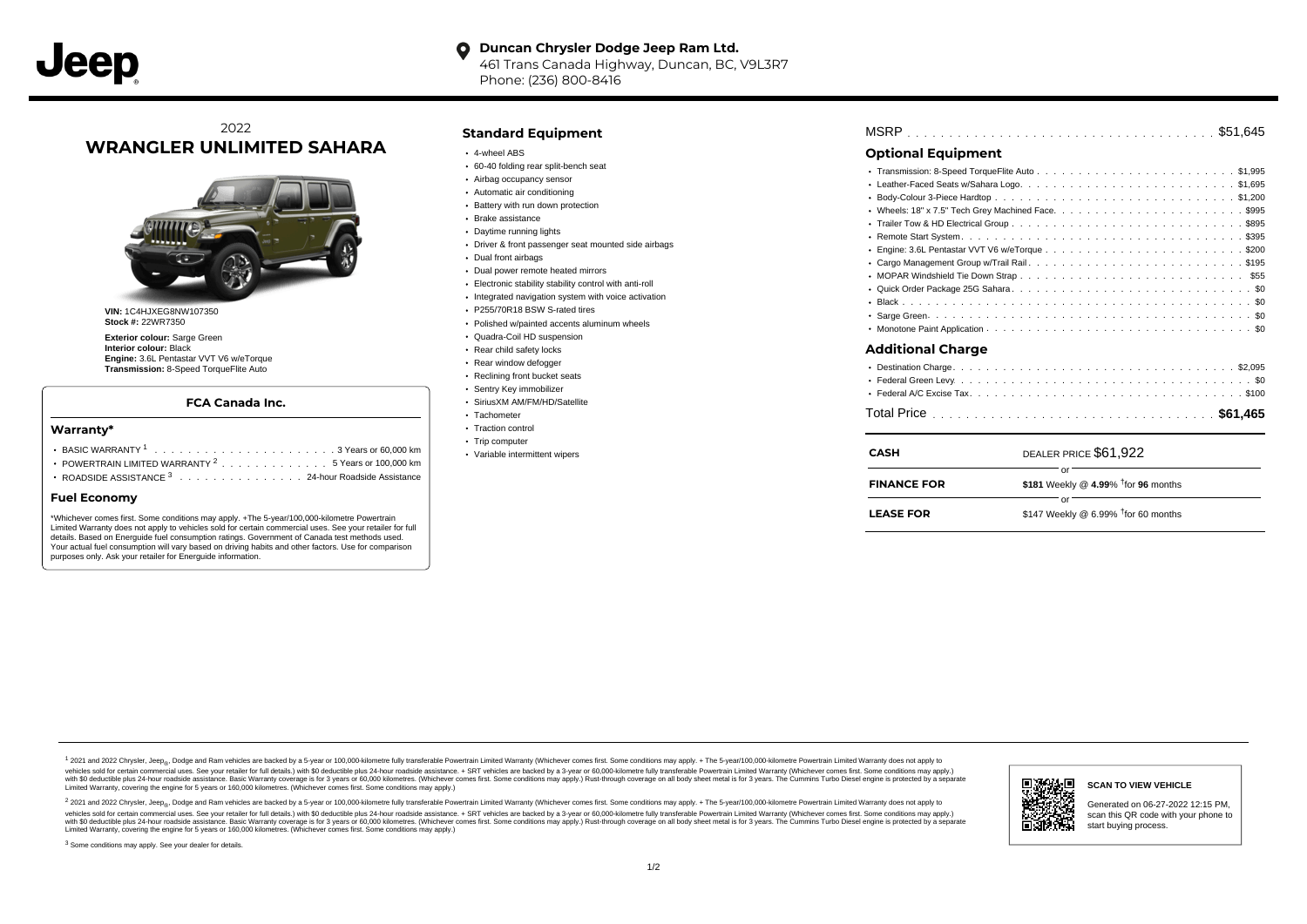**Duncan Chrysler Dodge Jeep Ram Ltd.**
461 Trans Canada Highway, Duncan, BC, V9L3R7
Phone: (236) 800-8416

2022
# WRANGLER UNLIMITED SAHARA

**VIN:** 1C4HJXEG8NW107350
**Stock #:** 22WR7350

**Exterior colour:** Sarge Green
**Interior colour:** Black
**Engine:** 3.6L Pentastar VVT V6 w/eTorque
**Transmission:** 8-Speed TorqueFlite Auto

### FCA Canada Inc.

#### Warranty*

- BASIC WARRANTY [1] . . . . . 3 Years or 60,000 km
- POWERTRAIN LIMITED WARRANTY [2] . . . . . 5 Years or 100,000 km
- ROADSIDE ASSISTANCE [3] . . . . . 24-hour Roadside Assistance

#### Fuel Economy

*Whichever comes first. Some conditions may apply. +The 5-year/100,000-kilometre Powertrain Limited Warranty does not apply to vehicles sold for certain commercial uses. See your retailer for full details. Based on Energuide fuel consumption ratings. Government of Canada test methods used. Your actual fuel consumption will vary based on driving habits and other factors. Use for comparison purposes only. Ask your retailer for Energuide information.

## Standard Equipment

- 4-wheel ABS
- 60-40 folding rear split-bench seat
- Airbag occupancy sensor
- Automatic air conditioning
- Battery with run down protection
- Brake assistance
- Daytime running lights
- Driver & front passenger seat mounted side airbags
- Dual front airbags
- Dual power remote heated mirrors
- Electronic stability stability control with anti-roll
- Integrated navigation system with voice activation
- P255/70R18 BSW S-rated tires
- Polished w/painted accents aluminum wheels
- Quadra-Coil HD suspension
- Rear child safety locks
- Rear window defogger
- Reclining front bucket seats
- Sentry Key immobilizer
- SiriusXM AM/FM/HD/Satellite
- Tachometer
- Traction control
- Trip computer
- Variable intermittent wipers

MSRP . . . . . $51,645

## Optional Equipment

- Transmission: 8-Speed TorqueFlite Auto . . . . . $1,995
- Leather-Faced Seats w/Sahara Logo. . . . . $1,695
- Body-Colour 3-Piece Hardtop . . . . . $1,200
- Wheels: 18" x 7.5" Tech Grey Machined Face. . . . . $995
- Trailer Tow & HD Electrical Group . . . . . $895
- Remote Start System. . . . . $395
- Engine: 3.6L Pentastar VVT V6 w/eTorque . . . . . $200
- Cargo Management Group w/Trail Rail . . . . . $195
- MOPAR Windshield Tie Down Strap . . . . . $55
- Quick Order Package 25G Sahara . . . . . $0
- Black . . . . . $0
- Sarge Green . . . . . $0
- Monotone Paint Application . . . . . $0

## Additional Charge

- Destination Charge. . . . . $2,095
- Federal Green Levy. . . . . $0
- Federal A/C Excise Tax. . . . . $100

Total Price . . . . . **$61,465**

| | |
|---|---|
| **CASH** | DEALER PRICE $61,922 |
| | or |
| **FINANCE FOR** | **$181** Weekly @ **4.99**% †for **96** months |
| | or |
| **LEASE FOR** | $147 Weekly @ 6.99% †for 60 months |

[1] 2021 and 2022 Chrysler, Jeep®, Dodge and Ram vehicles are backed by a 5-year or 100,000-kilometre fully transferable Powertrain Limited Warranty (Whichever comes first. Some conditions may apply. + The 5-year/100,000-kilometre Powertrain Limited Warranty does not apply to vehicles sold for certain commercial uses. See your retailer for full details.) with $0 deductible plus 24-hour roadside assistance. + SRT vehicles are backed by a 3-year or 60,000-kilometre fully transferable Powertrain Limited Warranty (Whichever comes first. Some conditions may apply.) with $0 deductible plus 24-hour roadside assistance. Basic Warranty coverage is for 3 years or 60,000 kilometres. (Whichever comes first. Some conditions may apply.) Rust-through coverage on all body sheet metal is for 3 years. The Cummins Turbo Diesel engine is protected by a separate Limited Warranty, covering the engine for 5 years or 160,000 kilometres. (Whichever comes first. Some conditions may apply.)

[2] 2021 and 2022 Chrysler, Jeep®, Dodge and Ram vehicles are backed by a 5-year or 100,000-kilometre fully transferable Powertrain Limited Warranty (Whichever comes first. Some conditions may apply. + The 5-year/100,000-kilometre Powertrain Limited Warranty does not apply to vehicles sold for certain commercial uses. See your retailer for full details.) with $0 deductible plus 24-hour roadside assistance. + SRT vehicles are backed by a 3-year or 60,000-kilometre fully transferable Powertrain Limited Warranty (Whichever comes first. Some conditions may apply.) with $0 deductible plus 24-hour roadside assistance. Basic Warranty coverage is for 3 years or 60,000 kilometres. (Whichever comes first. Some conditions may apply.) Rust-through coverage on all body sheet metal is for 3 years. The Cummins Turbo Diesel engine is protected by a separate Limited Warranty, covering the engine for 5 years or 160,000 kilometres. (Whichever comes first. Some conditions may apply.)

[3] Some conditions may apply. See your dealer for details.

**SCAN TO VIEW VEHICLE**

Generated on 06-27-2022 12:15 PM, scan this QR code with your phone to start buying process.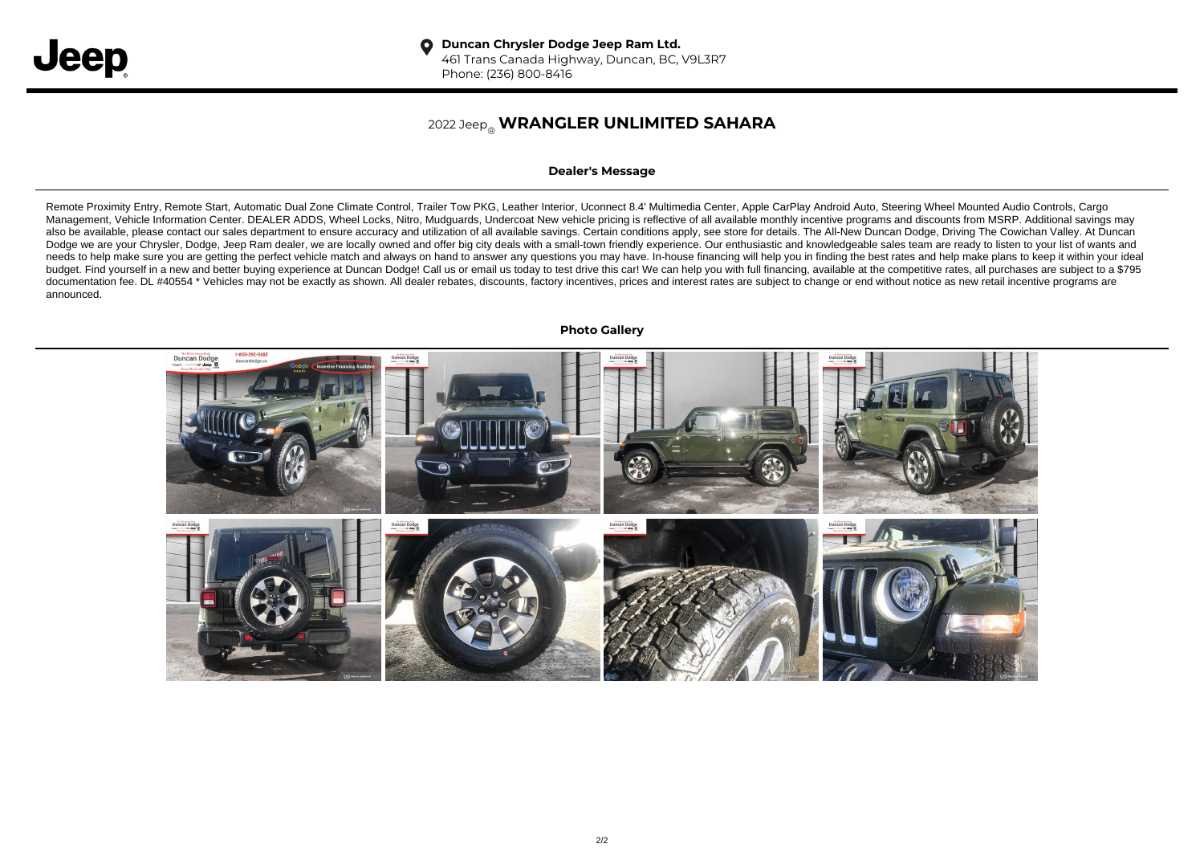Jeep

**Duncan Chrysler Dodge Jeep Ram Ltd.**
461 Trans Canada Highway, Duncan, BC, V9L3R7
Phone: (236) 800-8416

# 2022 Jeep® WRANGLER UNLIMITED SAHARA

## Dealer's Message

Remote Proximity Entry, Remote Start, Automatic Dual Zone Climate Control, Trailer Tow PKG, Leather Interior, Uconnect 8.4' Multimedia Center, Apple CarPlay Android Auto, Steering Wheel Mounted Audio Controls, Cargo Management, Vehicle Information Center. DEALER ADDS, Wheel Locks, Nitro, Mudguards, Undercoat New vehicle pricing is reflective of all available monthly incentive programs and discounts from MSRP. Additional savings may also be available, please contact our sales department to ensure accuracy and utilization of all available savings. Certain conditions apply, see store for details. The All-New Duncan Dodge, Driving The Cowichan Valley. At Duncan Dodge we are your Chrysler, Dodge, Jeep Ram dealer, we are locally owned and offer big city deals with a small-town friendly experience. Our enthusiastic and knowledgeable sales team are ready to listen to your list of wants and needs to help make sure you are getting the perfect vehicle match and always on hand to answer any questions you may have. In-house financing will help you in finding the best rates and help make plans to keep it within your ideal budget. Find yourself in a new and better buying experience at Duncan Dodge! Call us or email us today to test drive this car! We can help you with full financing, available at the competitive rates, all purchases are subject to a $795 documentation fee. DL #40554 * Vehicles may not be exactly as shown. All dealer rebates, discounts, factory incentives, prices and interest rates are subject to change or end without notice as new retail incentive programs are announced.

## Photo Gallery